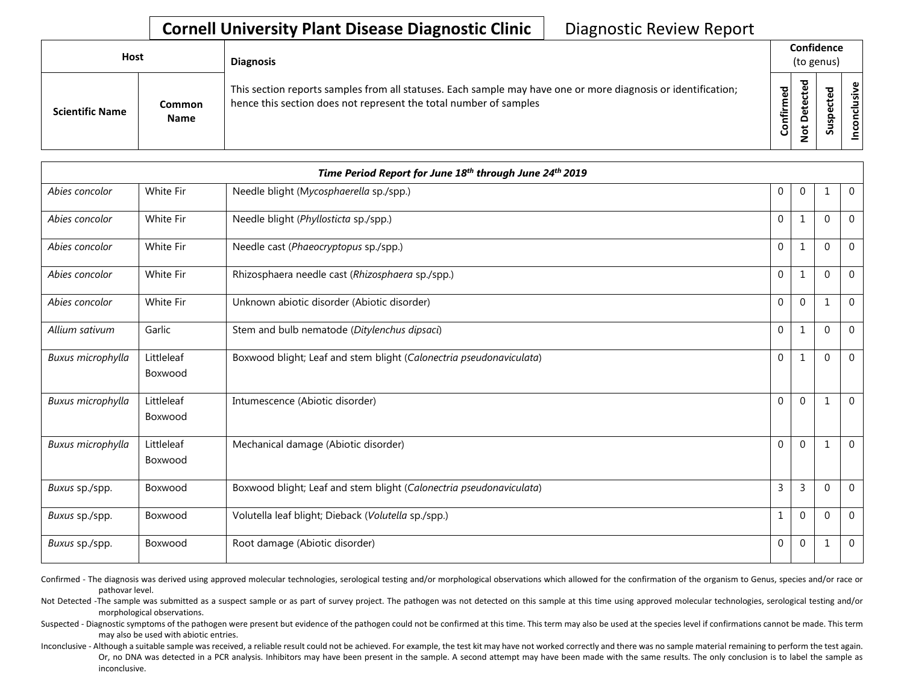# Cornell University Plant Disease Diagnostic Clinic

Diagnostic Review Report

| Host | | Diagnosis | Confidence (to genus) | | | |
|---|---|---|---|---|---|---|
| Scientific Name | Common Name | This section reports samples from all statuses. Each sample may have one or more diagnosis or identification; hence this section does not represent the total number of samples | Confirmed | Not Detected | Suspected | Inconclusive |
| ***Time Period Report for June 18th through June 24th 2019*** | | | | | | |
| *Abies concolor* | White Fir | Needle blight (M*ycosphaerella* sp./spp.) | 0 | 0 | 1 | 0 |
| *Abies concolor* | White Fir | Needle blight (*Phyllosticta* sp./spp.) | 0 | 1 | 0 | 0 |
| *Abies concolor* | White Fir | Needle cast (*Phaeocryptopus* sp./spp.) | 0 | 1 | 0 | 0 |
| *Abies concolor* | White Fir | Rhizosphaera needle cast (*Rhizosphaera* sp./spp.) | 0 | 1 | 0 | 0 |
| *Abies concolor* | White Fir | Unknown abiotic disorder (Abiotic disorder) | 0 | 0 | 1 | 0 |
| *Allium sativum* | Garlic | Stem and bulb nematode (*Ditylenchus dipsaci*) | 0 | 1 | 0 | 0 |
| *Buxus microphylla* | Littleleaf Boxwood | Boxwood blight; Leaf and stem blight (*Calonectria pseudonaviculata*) | 0 | 1 | 0 | 0 |
| *Buxus microphylla* | Littleleaf Boxwood | Intumescence (Abiotic disorder) | 0 | 0 | 1 | 0 |
| *Buxus microphylla* | Littleleaf Boxwood | Mechanical damage (Abiotic disorder) | 0 | 0 | 1 | 0 |
| *Buxus* sp./spp. | Boxwood | Boxwood blight; Leaf and stem blight (*Calonectria pseudonaviculata*) | 3 | 3 | 0 | 0 |
| *Buxus* sp./spp. | Boxwood | Volutella leaf blight; Dieback (*Volutella* sp./spp.) | 1 | 0 | 0 | 0 |
| *Buxus* sp./spp. | Boxwood | Root damage (Abiotic disorder) | 0 | 0 | 1 | 0 |

Confirmed - The diagnosis was derived using approved molecular technologies, serological testing and/or morphological observations which allowed for the confirmation of the organism to Genus, species and/or race or pathovar level.

Not Detected -The sample was submitted as a suspect sample or as part of survey project. The pathogen was not detected on this sample at this time using approved molecular technologies, serological testing and/or morphological observations.

Suspected - Diagnostic symptoms of the pathogen were present but evidence of the pathogen could not be confirmed at this time. This term may also be used at the species level if confirmations cannot be made. This term may also be used with abiotic entries.

Inconclusive - Although a suitable sample was received, a reliable result could not be achieved. For example, the test kit may have not worked correctly and there was no sample material remaining to perform the test again. Or, no DNA was detected in a PCR analysis. Inhibitors may have been present in the sample. A second attempt may have been made with the same results. The only conclusion is to label the sample as inconclusive.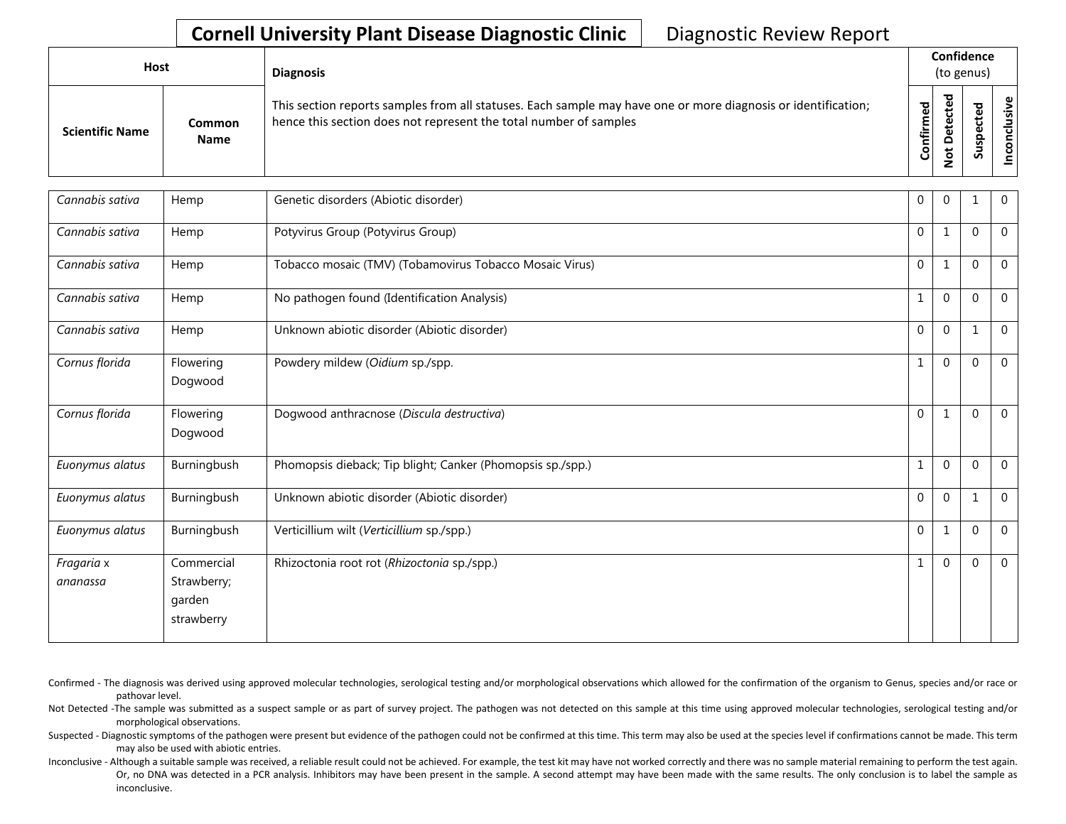# Cornell University Plant Disease Diagnostic Clinic — Diagnostic Review Report

| Host | | Diagnosis | Confidence (to genus) | | | |
|---|---|---|---|---|---|---|
| Scientific Name | Common Name | This section reports samples from all statuses. Each sample may have one or more diagnosis or identification; hence this section does not represent the total number of samples | Confirmed | Not Detected | Suspected | Inconclusive |
| *Cannabis sativa* | Hemp | Genetic disorders (Abiotic disorder) | 0 | 0 | 1 | 0 |
| *Cannabis sativa* | Hemp | Potyvirus Group (Potyvirus Group) | 0 | 1 | 0 | 0 |
| *Cannabis sativa* | Hemp | Tobacco mosaic (TMV) (Tobamovirus Tobacco Mosaic Virus) | 0 | 1 | 0 | 0 |
| *Cannabis sativa* | Hemp | No pathogen found (Identification Analysis) | 1 | 0 | 0 | 0 |
| *Cannabis sativa* | Hemp | Unknown abiotic disorder (Abiotic disorder) | 0 | 0 | 1 | 0 |
| *Cornus florida* | Flowering Dogwood | Powdery mildew (*Oidium* sp./spp. | 1 | 0 | 0 | 0 |
| *Cornus florida* | Flowering Dogwood | Dogwood anthracnose (*Discula destructiva*) | 0 | 1 | 0 | 0 |
| *Euonymus alatus* | Burningbush | Phomopsis dieback; Tip blight; Canker (Phomopsis sp./spp.) | 1 | 0 | 0 | 0 |
| *Euonymus alatus* | Burningbush | Unknown abiotic disorder (Abiotic disorder) | 0 | 0 | 1 | 0 |
| *Euonymus alatus* | Burningbush | Verticillium wilt (*Verticillium* sp./spp.) | 0 | 1 | 0 | 0 |
| *Fragaria* x *ananassa* | Commercial Strawberry; garden strawberry | Rhizoctonia root rot (*Rhizoctonia* sp./spp.) | 1 | 0 | 0 | 0 |

Confirmed - The diagnosis was derived using approved molecular technologies, serological testing and/or morphological observations which allowed for the confirmation of the organism to Genus, species and/or race or pathovar level.

Not Detected -The sample was submitted as a suspect sample or as part of survey project. The pathogen was not detected on this sample at this time using approved molecular technologies, serological testing and/or morphological observations.

Suspected - Diagnostic symptoms of the pathogen were present but evidence of the pathogen could not be confirmed at this time. This term may also be used at the species level if confirmations cannot be made. This term may also be used with abiotic entries.

Inconclusive - Although a suitable sample was received, a reliable result could not be achieved. For example, the test kit may have not worked correctly and there was no sample material remaining to perform the test again. Or, no DNA was detected in a PCR analysis. Inhibitors may have been present in the sample. A second attempt may have been made with the same results. The only conclusion is to label the sample as inconclusive.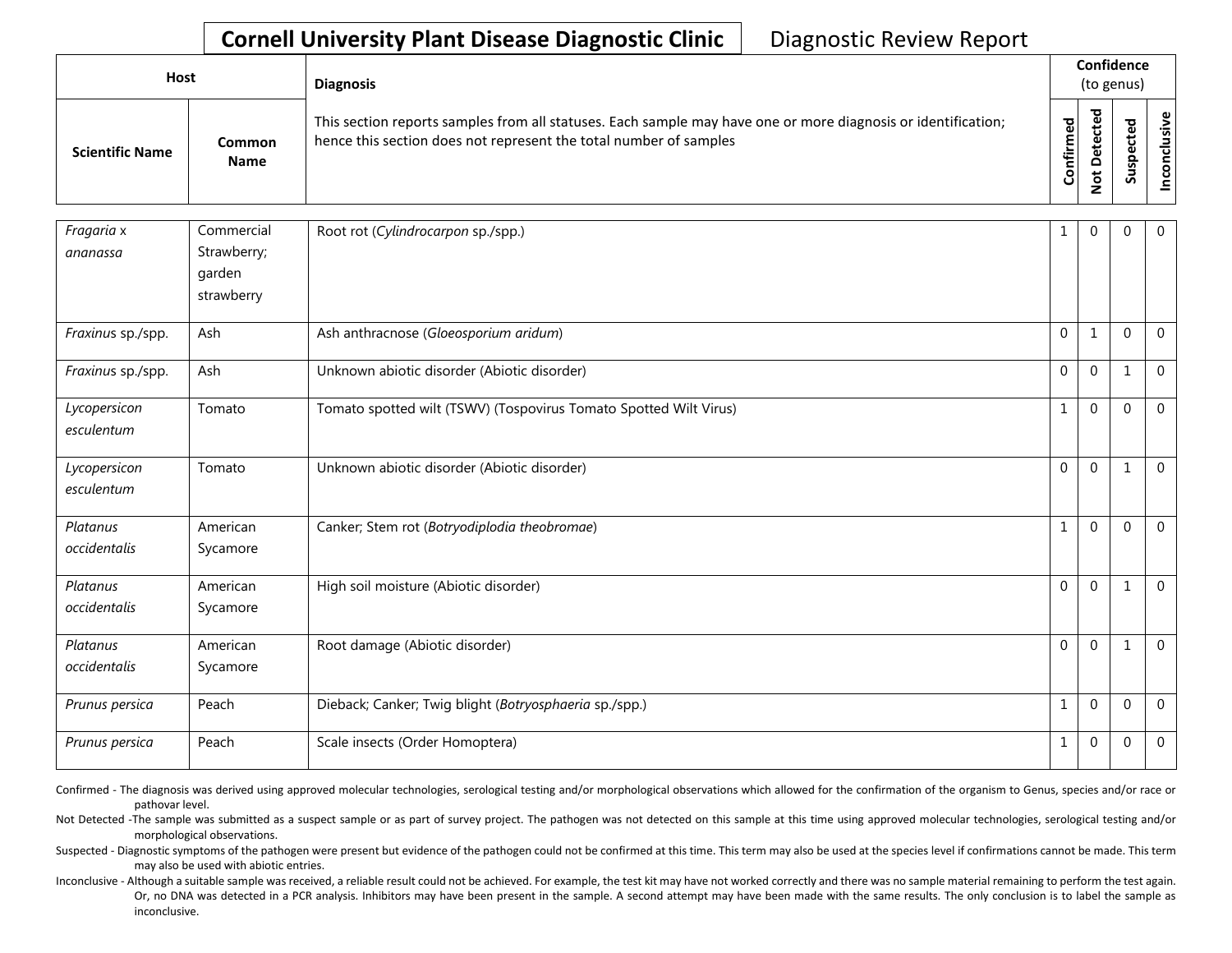**Cornell University Plant Disease Diagnostic Clinic** Diagnostic Review Report

| Host | | Diagnosis | Confidence (to genus) | | | |
|---|---|---|---|---|---|---|
| Scientific Name | Common Name | This section reports samples from all statuses. Each sample may have one or more diagnosis or identification; hence this section does not represent the total number of samples | Confirmed | Not Detected | Suspected | Inconclusive |
| *Fragaria* x *ananassa* | Commercial Strawberry; garden strawberry | Root rot (*Cylindrocarpon* sp./spp.) | 1 | 0 | 0 | 0 |
| *Fraxinus* sp./spp. | Ash | Ash anthracnose (*Gloeosporium aridum*) | 0 | 1 | 0 | 0 |
| *Fraxinus* sp./spp. | Ash | Unknown abiotic disorder (Abiotic disorder) | 0 | 0 | 1 | 0 |
| *Lycopersicon esculentum* | Tomato | Tomato spotted wilt (TSWV) (Tospovirus Tomato Spotted Wilt Virus) | 1 | 0 | 0 | 0 |
| *Lycopersicon esculentum* | Tomato | Unknown abiotic disorder (Abiotic disorder) | 0 | 0 | 1 | 0 |
| *Platanus occidentalis* | American Sycamore | Canker; Stem rot (*Botryodiplodia theobromae*) | 1 | 0 | 0 | 0 |
| *Platanus occidentalis* | American Sycamore | High soil moisture (Abiotic disorder) | 0 | 0 | 1 | 0 |
| *Platanus occidentalis* | American Sycamore | Root damage (Abiotic disorder) | 0 | 0 | 1 | 0 |
| *Prunus persica* | Peach | Dieback; Canker; Twig blight (*Botryosphaeria* sp./spp.) | 1 | 0 | 0 | 0 |
| *Prunus persica* | Peach | Scale insects (Order Homoptera) | 1 | 0 | 0 | 0 |

Confirmed - The diagnosis was derived using approved molecular technologies, serological testing and/or morphological observations which allowed for the confirmation of the organism to Genus, species and/or race or pathovar level.

Not Detected -The sample was submitted as a suspect sample or as part of survey project. The pathogen was not detected on this sample at this time using approved molecular technologies, serological testing and/or morphological observations.

Suspected - Diagnostic symptoms of the pathogen were present but evidence of the pathogen could not be confirmed at this time. This term may also be used at the species level if confirmations cannot be made. This term may also be used with abiotic entries.

Inconclusive - Although a suitable sample was received, a reliable result could not be achieved. For example, the test kit may have not worked correctly and there was no sample material remaining to perform the test again. Or, no DNA was detected in a PCR analysis. Inhibitors may have been present in the sample. A second attempt may have been made with the same results. The only conclusion is to label the sample as inconclusive.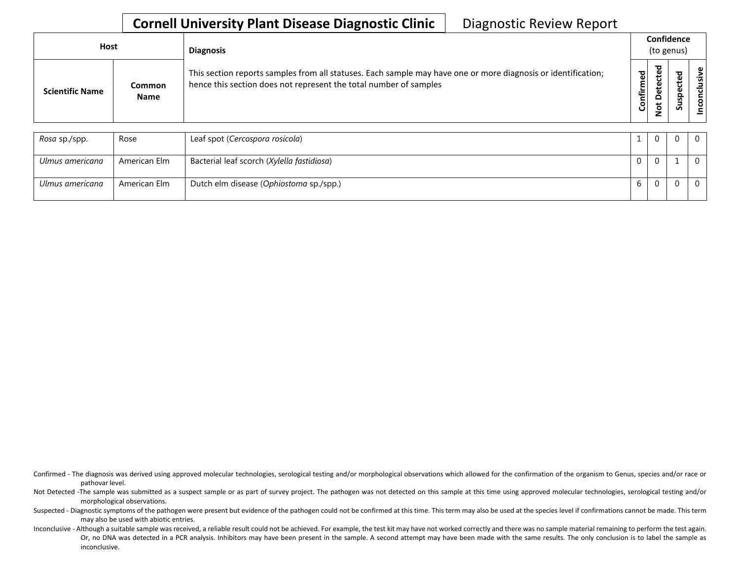**Cornell University Plant Disease Diagnostic Clinic** Diagnostic Review Report

| Host | | Diagnosis | Confidence (to genus) | | | |
|---|---|---|---|---|---|---|
| **Scientific Name** | **Common Name** | This section reports samples from all statuses. Each sample may have one or more diagnosis or identification; hence this section does not represent the total number of samples | **Confirmed** | **Not Detected** | **Suspected** | **Inconclusive** |
| *Rosa* sp./spp. | Rose | Leaf spot (*Cercospora rosicola*) | 1 | 0 | 0 | 0 |
| *Ulmus americana* | American Elm | Bacterial leaf scorch (*Xylella fastidiosa*) | 0 | 0 | 1 | 0 |
| *Ulmus americana* | American Elm | Dutch elm disease (*Ophiostoma* sp./spp.) | 6 | 0 | 0 | 0 |

Confirmed - The diagnosis was derived using approved molecular technologies, serological testing and/or morphological observations which allowed for the confirmation of the organism to Genus, species and/or race or pathovar level.

Not Detected -The sample was submitted as a suspect sample or as part of survey project. The pathogen was not detected on this sample at this time using approved molecular technologies, serological testing and/or morphological observations.

Suspected - Diagnostic symptoms of the pathogen were present but evidence of the pathogen could not be confirmed at this time. This term may also be used at the species level if confirmations cannot be made. This term may also be used with abiotic entries.

Inconclusive - Although a suitable sample was received, a reliable result could not be achieved. For example, the test kit may have not worked correctly and there was no sample material remaining to perform the test again. Or, no DNA was detected in a PCR analysis. Inhibitors may have been present in the sample. A second attempt may have been made with the same results. The only conclusion is to label the sample as inconclusive.